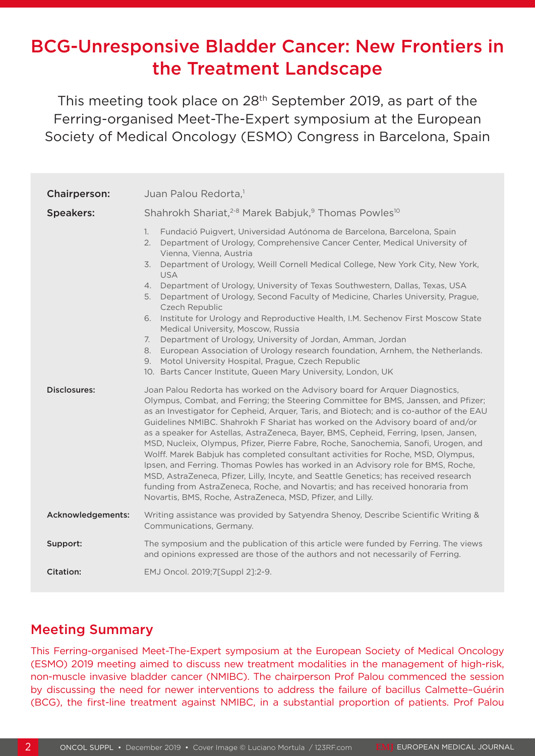# BCG-Unresponsive Bladder Cancer: New Frontiers in the Treatment Landscape

This meeting took place on 28th September 2019, as part of the Ferring-organised Meet-The-Expert symposium at the European Society of Medical Oncology (ESMO) Congress in Barcelona, Spain

**Chairperson:** Juan Palou Redorta,[1]

**Speakers:** Shahrokh Shariat,[2-8] Marek Babjuk,[9] Thomas Powles[10]

1. Fundació Puigvert, Universidad Autónoma de Barcelona, Barcelona, Spain
2. Department of Urology, Comprehensive Cancer Center, Medical University of Vienna, Vienna, Austria
3. Department of Urology, Weill Cornell Medical College, New York City, New York, USA
4. Department of Urology, University of Texas Southwestern, Dallas, Texas, USA
5. Department of Urology, Second Faculty of Medicine, Charles University, Prague, Czech Republic
6. Institute for Urology and Reproductive Health, I.M. Sechenov First Moscow State Medical University, Moscow, Russia
7. Department of Urology, University of Jordan, Amman, Jordan
8. European Association of Urology research foundation, Arnhem, the Netherlands.
9. Motol University Hospital, Prague, Czech Republic
10. Barts Cancer Institute, Queen Mary University, London, UK

**Disclosures:** Joan Palou Redorta has worked on the Advisory board for Arquer Diagnostics, Olympus, Combat, and Ferring; the Steering Committee for BMS, Janssen, and Pfizer; as an Investigator for Cepheid, Arquer, Taris, and Biotech; and is co-author of the EAU Guidelines NMIBC. Shahrokh F Shariat has worked on the Advisory board of and/or as a speaker for Astellas, AstraZeneca, Bayer, BMS, Cepheid, Ferring, Ipsen, Jansen, MSD, Nucleix, Olympus, Pfizer, Pierre Fabre, Roche, Sanochemia, Sanofi, Urogen, and Wolff. Marek Babjuk has completed consultant activities for Roche, MSD, Olympus, Ipsen, and Ferring. Thomas Powles has worked in an Advisory role for BMS, Roche, MSD, AstraZeneca, Pfizer, Lilly, Incyte, and Seattle Genetics; has received research funding from AstraZeneca, Roche, and Novartis; and has received honoraria from Novartis, BMS, Roche, AstraZeneca, MSD, Pfizer, and Lilly.

**Acknowledgements:** Writing assistance was provided by Satyendra Shenoy, Describe Scientific Writing & Communications, Germany.

**Support:** The symposium and the publication of this article were funded by Ferring. The views and opinions expressed are those of the authors and not necessarily of Ferring.

**Citation:** EMJ Oncol. 2019;7[Suppl 2]:2-9.

## Meeting Summary

This Ferring-organised Meet-The-Expert symposium at the European Society of Medical Oncology (ESMO) 2019 meeting aimed to discuss new treatment modalities in the management of high-risk, non-muscle invasive bladder cancer (NMIBC). The chairperson Prof Palou commenced the session by discussing the need for newer interventions to address the failure of bacillus Calmette–Guérin (BCG), the first-line treatment against NMIBC, in a substantial proportion of patients. Prof Palou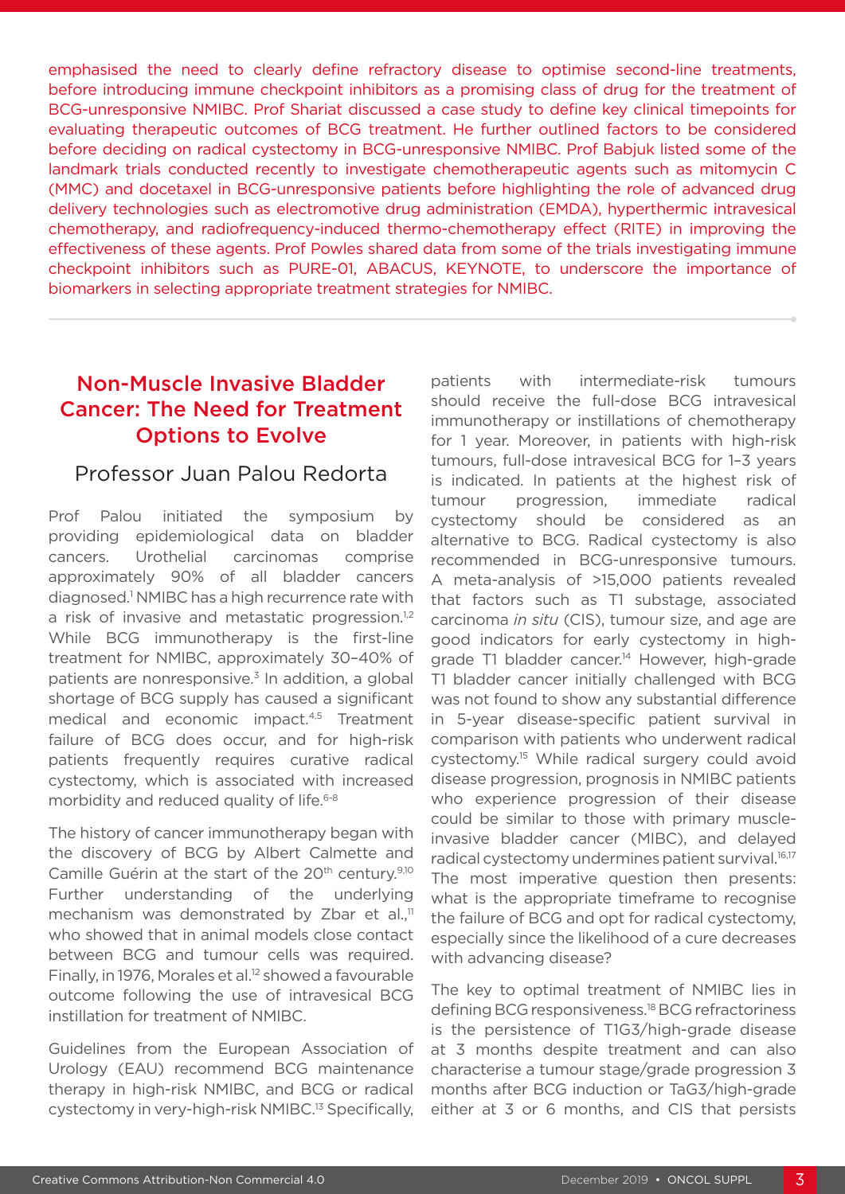emphasised the need to clearly define refractory disease to optimise second-line treatments, before introducing immune checkpoint inhibitors as a promising class of drug for the treatment of BCG-unresponsive NMIBC. Prof Shariat discussed a case study to define key clinical timepoints for evaluating therapeutic outcomes of BCG treatment. He further outlined factors to be considered before deciding on radical cystectomy in BCG-unresponsive NMIBC. Prof Babjuk listed some of the landmark trials conducted recently to investigate chemotherapeutic agents such as mitomycin C (MMC) and docetaxel in BCG-unresponsive patients before highlighting the role of advanced drug delivery technologies such as electromotive drug administration (EMDA), hyperthermic intravesical chemotherapy, and radiofrequency-induced thermo-chemotherapy effect (RITE) in improving the effectiveness of these agents. Prof Powles shared data from some of the trials investigating immune checkpoint inhibitors such as PURE-01, ABACUS, KEYNOTE, to underscore the importance of biomarkers in selecting appropriate treatment strategies for NMIBC.

## Non-Muscle Invasive Bladder Cancer: The Need for Treatment Options to Evolve

### Professor Juan Palou Redorta

Prof Palou initiated the symposium by providing epidemiological data on bladder cancers. Urothelial carcinomas comprise approximately 90% of all bladder cancers diagnosed.[1] NMIBC has a high recurrence rate with a risk of invasive and metastatic progression.[1,2] While BCG immunotherapy is the first-line treatment for NMIBC, approximately 30–40% of patients are nonresponsive.[3] In addition, a global shortage of BCG supply has caused a significant medical and economic impact.[4,5] Treatment failure of BCG does occur, and for high-risk patients frequently requires curative radical cystectomy, which is associated with increased morbidity and reduced quality of life.[6-8]

The history of cancer immunotherapy began with the discovery of BCG by Albert Calmette and Camille Guérin at the start of the 20th century.[9,10] Further understanding of the underlying mechanism was demonstrated by Zbar et al.,[11] who showed that in animal models close contact between BCG and tumour cells was required. Finally, in 1976, Morales et al.[12] showed a favourable outcome following the use of intravesical BCG instillation for treatment of NMIBC.

Guidelines from the European Association of Urology (EAU) recommend BCG maintenance therapy in high-risk NMIBC, and BCG or radical cystectomy in very-high-risk NMIBC.[13] Specifically, patients with intermediate-risk tumours should receive the full-dose BCG intravesical immunotherapy or instillations of chemotherapy for 1 year. Moreover, in patients with high-risk tumours, full-dose intravesical BCG for 1–3 years is indicated. In patients at the highest risk of tumour progression, immediate radical cystectomy should be considered as an alternative to BCG. Radical cystectomy is also recommended in BCG-unresponsive tumours. A meta-analysis of >15,000 patients revealed that factors such as T1 substage, associated carcinoma *in situ* (CIS), tumour size, and age are good indicators for early cystectomy in high-grade T1 bladder cancer.[14] However, high-grade T1 bladder cancer initially challenged with BCG was not found to show any substantial difference in 5-year disease-specific patient survival in comparison with patients who underwent radical cystectomy.[15] While radical surgery could avoid disease progression, prognosis in NMIBC patients who experience progression of their disease could be similar to those with primary muscle-invasive bladder cancer (MIBC), and delayed radical cystectomy undermines patient survival.[16,17] The most imperative question then presents: what is the appropriate timeframe to recognise the failure of BCG and opt for radical cystectomy, especially since the likelihood of a cure decreases with advancing disease?

The key to optimal treatment of NMIBC lies in defining BCG responsiveness.[18] BCG refractoriness is the persistence of T1G3/high-grade disease at 3 months despite treatment and can also characterise a tumour stage/grade progression 3 months after BCG induction or TaG3/high-grade either at 3 or 6 months, and CIS that persists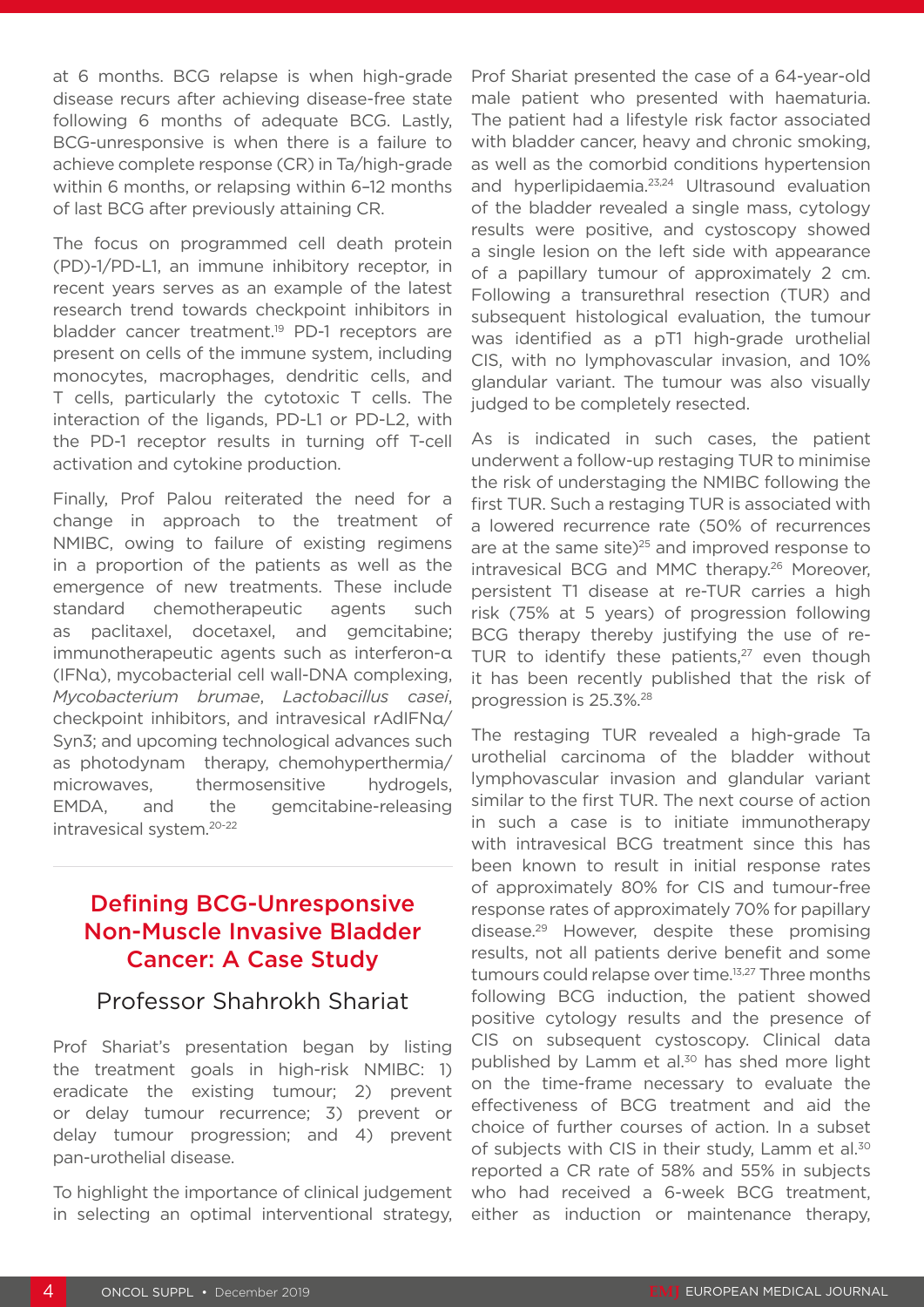at 6 months. BCG relapse is when high-grade disease recurs after achieving disease-free state following 6 months of adequate BCG. Lastly, BCG-unresponsive is when there is a failure to achieve complete response (CR) in Ta/high-grade within 6 months, or relapsing within 6–12 months of last BCG after previously attaining CR.

The focus on programmed cell death protein (PD)-1/PD-L1, an immune inhibitory receptor, in recent years serves as an example of the latest research trend towards checkpoint inhibitors in bladder cancer treatment.[19] PD-1 receptors are present on cells of the immune system, including monocytes, macrophages, dendritic cells, and T cells, particularly the cytotoxic T cells. The interaction of the ligands, PD-L1 or PD-L2, with the PD-1 receptor results in turning off T-cell activation and cytokine production.

Finally, Prof Palou reiterated the need for a change in approach to the treatment of NMIBC, owing to failure of existing regimens in a proportion of the patients as well as the emergence of new treatments. These include standard chemotherapeutic agents such as paclitaxel, docetaxel, and gemcitabine; immunotherapeutic agents such as interferon-α (IFNα), mycobacterial cell wall-DNA complexing, *Mycobacterium brumae*, *Lactobacillus casei*, checkpoint inhibitors, and intravesical rAdIFNα/Syn3; and upcoming technological advances such as photodynam therapy, chemohyperthermia/microwaves, thermosensitive hydrogels, EMDA, and the gemcitabine-releasing intravesical system.[20-22]

## Defining BCG-Unresponsive Non-Muscle Invasive Bladder Cancer: A Case Study

### Professor Shahrokh Shariat

Prof Shariat's presentation began by listing the treatment goals in high-risk NMIBC: 1) eradicate the existing tumour; 2) prevent or delay tumour recurrence; 3) prevent or delay tumour progression; and 4) prevent pan-urothelial disease.

To highlight the importance of clinical judgement in selecting an optimal interventional strategy, Prof Shariat presented the case of a 64-year-old male patient who presented with haematuria. The patient had a lifestyle risk factor associated with bladder cancer, heavy and chronic smoking, as well as the comorbid conditions hypertension and hyperlipidaemia.[23,24] Ultrasound evaluation of the bladder revealed a single mass, cytology results were positive, and cystoscopy showed a single lesion on the left side with appearance of a papillary tumour of approximately 2 cm. Following a transurethral resection (TUR) and subsequent histological evaluation, the tumour was identified as a pT1 high-grade urothelial CIS, with no lymphovascular invasion, and 10% glandular variant. The tumour was also visually judged to be completely resected.

As is indicated in such cases, the patient underwent a follow-up restaging TUR to minimise the risk of understaging the NMIBC following the first TUR. Such a restaging TUR is associated with a lowered recurrence rate (50% of recurrences are at the same site)[25] and improved response to intravesical BCG and MMC therapy.[26] Moreover, persistent T1 disease at re-TUR carries a high risk (75% at 5 years) of progression following BCG therapy thereby justifying the use of re-TUR to identify these patients,[27] even though it has been recently published that the risk of progression is 25.3%.[28]

The restaging TUR revealed a high-grade Ta urothelial carcinoma of the bladder without lymphovascular invasion and glandular variant similar to the first TUR. The next course of action in such a case is to initiate immunotherapy with intravesical BCG treatment since this has been known to result in initial response rates of approximately 80% for CIS and tumour-free response rates of approximately 70% for papillary disease.[29] However, despite these promising results, not all patients derive benefit and some tumours could relapse over time.[13,27] Three months following BCG induction, the patient showed positive cytology results and the presence of CIS on subsequent cystoscopy. Clinical data published by Lamm et al.[30] has shed more light on the time-frame necessary to evaluate the effectiveness of BCG treatment and aid the choice of further courses of action. In a subset of subjects with CIS in their study, Lamm et al.[30] reported a CR rate of 58% and 55% in subjects who had received a 6-week BCG treatment, either as induction or maintenance therapy,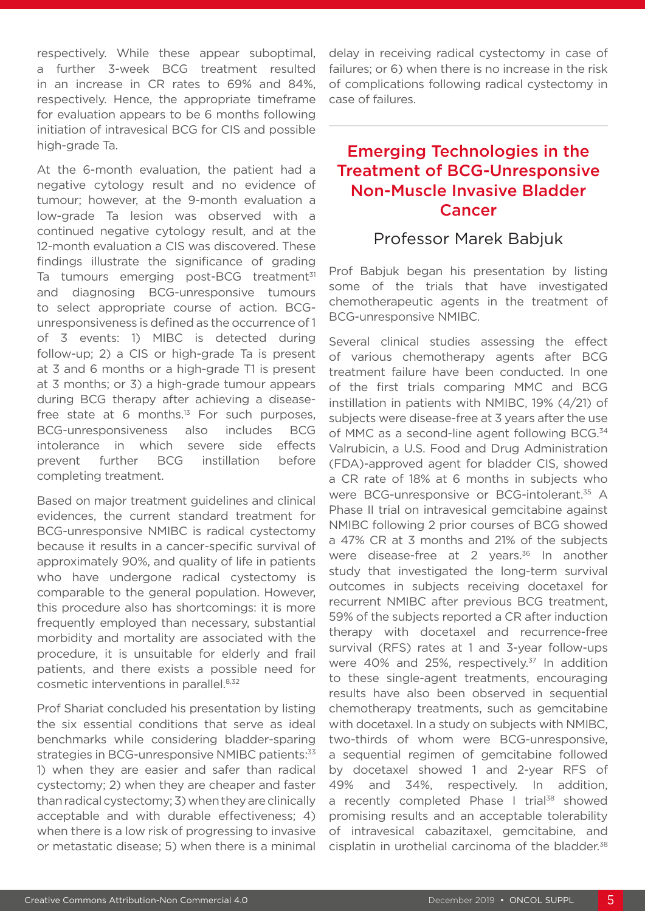respectively. While these appear suboptimal, a further 3-week BCG treatment resulted in an increase in CR rates to 69% and 84%, respectively. Hence, the appropriate timeframe for evaluation appears to be 6 months following initiation of intravesical BCG for CIS and possible high-grade Ta.

At the 6-month evaluation, the patient had a negative cytology result and no evidence of tumour; however, at the 9-month evaluation a low-grade Ta lesion was observed with a continued negative cytology result, and at the 12-month evaluation a CIS was discovered. These findings illustrate the significance of grading Ta tumours emerging post-BCG treatment[31] and diagnosing BCG-unresponsive tumours to select appropriate course of action. BCG-unresponsiveness is defined as the occurrence of 1 of 3 events: 1) MIBC is detected during follow-up; 2) a CIS or high-grade Ta is present at 3 and 6 months or a high-grade T1 is present at 3 months; or 3) a high-grade tumour appears during BCG therapy after achieving a disease-free state at 6 months.[13] For such purposes, BCG-unresponsiveness also includes BCG intolerance in which severe side effects prevent further BCG instillation before completing treatment.

Based on major treatment guidelines and clinical evidences, the current standard treatment for BCG-unresponsive NMIBC is radical cystectomy because it results in a cancer-specific survival of approximately 90%, and quality of life in patients who have undergone radical cystectomy is comparable to the general population. However, this procedure also has shortcomings: it is more frequently employed than necessary, substantial morbidity and mortality are associated with the procedure, it is unsuitable for elderly and frail patients, and there exists a possible need for cosmetic interventions in parallel.[8,32]

Prof Shariat concluded his presentation by listing the six essential conditions that serve as ideal benchmarks while considering bladder-sparing strategies in BCG-unresponsive NMIBC patients:[33] 1) when they are easier and safer than radical cystectomy; 2) when they are cheaper and faster than radical cystectomy; 3) when they are clinically acceptable and with durable effectiveness; 4) when there is a low risk of progressing to invasive or metastatic disease; 5) when there is a minimal delay in receiving radical cystectomy in case of failures; or 6) when there is no increase in the risk of complications following radical cystectomy in case of failures.

## Emerging Technologies in the Treatment of BCG-Unresponsive Non-Muscle Invasive Bladder Cancer

### Professor Marek Babjuk

Prof Babjuk began his presentation by listing some of the trials that have investigated chemotherapeutic agents in the treatment of BCG-unresponsive NMIBC.

Several clinical studies assessing the effect of various chemotherapy agents after BCG treatment failure have been conducted. In one of the first trials comparing MMC and BCG instillation in patients with NMIBC, 19% (4/21) of subjects were disease-free at 3 years after the use of MMC as a second-line agent following BCG.[34] Valrubicin, a U.S. Food and Drug Administration (FDA)-approved agent for bladder CIS, showed a CR rate of 18% at 6 months in subjects who were BCG-unresponsive or BCG-intolerant.[35] A Phase II trial on intravesical gemcitabine against NMIBC following 2 prior courses of BCG showed a 47% CR at 3 months and 21% of the subjects were disease-free at 2 years.[36] In another study that investigated the long-term survival outcomes in subjects receiving docetaxel for recurrent NMIBC after previous BCG treatment, 59% of the subjects reported a CR after induction therapy with docetaxel and recurrence-free survival (RFS) rates at 1 and 3-year follow-ups were 40% and 25%, respectively.[37] In addition to these single-agent treatments, encouraging results have also been observed in sequential chemotherapy treatments, such as gemcitabine with docetaxel. In a study on subjects with NMIBC, two-thirds of whom were BCG-unresponsive, a sequential regimen of gemcitabine followed by docetaxel showed 1 and 2-year RFS of 49% and 34%, respectively. In addition, a recently completed Phase I trial[38] showed promising results and an acceptable tolerability of intravesical cabazitaxel, gemcitabine, and cisplatin in urothelial carcinoma of the bladder.[38]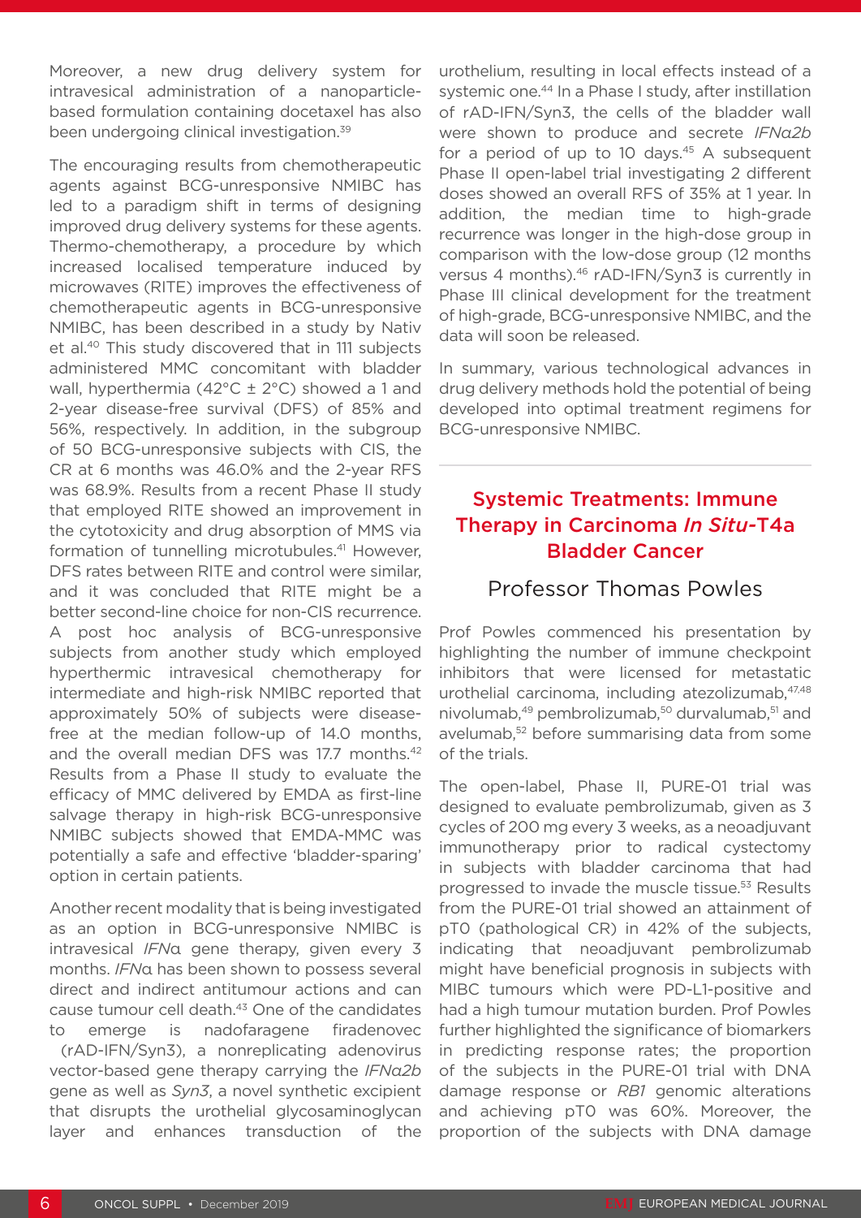Moreover, a new drug delivery system for intravesical administration of a nanoparticle-based formulation containing docetaxel has also been undergoing clinical investigation.[39]

The encouraging results from chemotherapeutic agents against BCG-unresponsive NMIBC has led to a paradigm shift in terms of designing improved drug delivery systems for these agents. Thermo-chemotherapy, a procedure by which increased localised temperature induced by microwaves (RITE) improves the effectiveness of chemotherapeutic agents in BCG-unresponsive NMIBC, has been described in a study by Nativ et al.[40] This study discovered that in 111 subjects administered MMC concomitant with bladder wall, hyperthermia (42°C ± 2°C) showed a 1 and 2-year disease-free survival (DFS) of 85% and 56%, respectively. In addition, in the subgroup of 50 BCG-unresponsive subjects with CIS, the CR at 6 months was 46.0% and the 2-year RFS was 68.9%. Results from a recent Phase II study that employed RITE showed an improvement in the cytotoxicity and drug absorption of MMS via formation of tunnelling microtubules.[41] However, DFS rates between RITE and control were similar, and it was concluded that RITE might be a better second-line choice for non-CIS recurrence. A post hoc analysis of BCG-unresponsive subjects from another study which employed hyperthermic intravesical chemotherapy for intermediate and high-risk NMIBC reported that approximately 50% of subjects were disease-free at the median follow-up of 14.0 months, and the overall median DFS was 17.7 months.[42] Results from a Phase II study to evaluate the efficacy of MMC delivered by EMDA as first-line salvage therapy in high-risk BCG-unresponsive NMIBC subjects showed that EMDA-MMC was potentially a safe and effective 'bladder-sparing' option in certain patients.

Another recent modality that is being investigated as an option in BCG-unresponsive NMIBC is intravesical *IFNα* gene therapy, given every 3 months. *IFNα* has been shown to possess several direct and indirect antitumour actions and can cause tumour cell death.[43] One of the candidates to emerge is nadofaragene firadenovec (rAD-IFN/Syn3), a nonreplicating adenovirus vector-based gene therapy carrying the *IFNα2b* gene as well as *Syn3*, a novel synthetic excipient that disrupts the urothelial glycosaminoglycan layer and enhances transduction of the urothelium, resulting in local effects instead of a systemic one.[44] In a Phase I study, after instillation of rAD-IFN/Syn3, the cells of the bladder wall were shown to produce and secrete *IFNα2b* for a period of up to 10 days.[45] A subsequent Phase II open-label trial investigating 2 different doses showed an overall RFS of 35% at 1 year. In addition, the median time to high-grade recurrence was longer in the high-dose group in comparison with the low-dose group (12 months versus 4 months).[46] rAD-IFN/Syn3 is currently in Phase III clinical development for the treatment of high-grade, BCG-unresponsive NMIBC, and the data will soon be released.

In summary, various technological advances in drug delivery methods hold the potential of being developed into optimal treatment regimens for BCG-unresponsive NMIBC.

## Systemic Treatments: Immune Therapy in Carcinoma *In Situ*-T4a Bladder Cancer

### Professor Thomas Powles

Prof Powles commenced his presentation by highlighting the number of immune checkpoint inhibitors that were licensed for metastatic urothelial carcinoma, including atezolizumab,[47,48] nivolumab,[49] pembrolizumab,[50] durvalumab,[51] and avelumab,[52] before summarising data from some of the trials.

The open-label, Phase II, PURE-01 trial was designed to evaluate pembrolizumab, given as 3 cycles of 200 mg every 3 weeks, as a neoadjuvant immunotherapy prior to radical cystectomy in subjects with bladder carcinoma that had progressed to invade the muscle tissue.[53] Results from the PURE-01 trial showed an attainment of pT0 (pathological CR) in 42% of the subjects, indicating that neoadjuvant pembrolizumab might have beneficial prognosis in subjects with MIBC tumours which were PD-L1-positive and had a high tumour mutation burden. Prof Powles further highlighted the significance of biomarkers in predicting response rates; the proportion of the subjects in the PURE-01 trial with DNA damage response or *RB1* genomic alterations and achieving pT0 was 60%. Moreover, the proportion of the subjects with DNA damage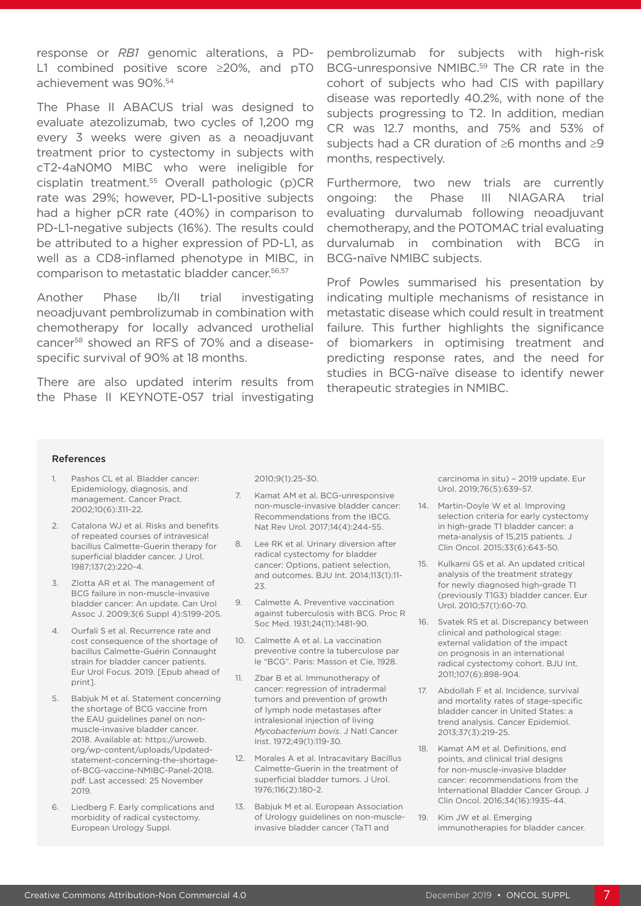response or *RB1* genomic alterations, a PD-L1 combined positive score ≥20%, and pT0 achievement was 90%.[54]

The Phase II ABACUS trial was designed to evaluate atezolizumab, two cycles of 1,200 mg every 3 weeks were given as a neoadjuvant treatment prior to cystectomy in subjects with cT2-4aN0M0 MIBC who were ineligible for cisplatin treatment.[55] Overall pathologic (p)CR rate was 29%; however, PD-L1-positive subjects had a higher pCR rate (40%) in comparison to PD-L1-negative subjects (16%). The results could be attributed to a higher expression of PD-L1, as well as a CD8-inflamed phenotype in MIBC, in comparison to metastatic bladder cancer.[56,57]

Another Phase Ib/II trial investigating neoadjuvant pembrolizumab in combination with chemotherapy for locally advanced urothelial cancer[58] showed an RFS of 70% and a disease-specific survival of 90% at 18 months.

There are also updated interim results from the Phase II KEYNOTE-057 trial investigating pembrolizumab for subjects with high-risk BCG-unresponsive NMIBC.[59] The CR rate in the cohort of subjects who had CIS with papillary disease was reportedly 40.2%, with none of the subjects progressing to T2. In addition, median CR was 12.7 months, and 75% and 53% of subjects had a CR duration of ≥6 months and ≥9 months, respectively.

Furthermore, two new trials are currently ongoing: the Phase III NIAGARA trial evaluating durvalumab following neoadjuvant chemotherapy, and the POTOMAC trial evaluating durvalumab in combination with BCG in BCG-naïve NMIBC subjects.

Prof Powles summarised his presentation by indicating multiple mechanisms of resistance in metastatic disease which could result in treatment failure. This further highlights the significance of biomarkers in optimising treatment and predicting response rates, and the need for studies in BCG-naïve disease to identify newer therapeutic strategies in NMIBC.

### References

1. Pashos CL et al. Bladder cancer: Epidemiology, diagnosis, and management. Cancer Pract. 2002;10(6):311-22.
2. Catalona WJ et al. Risks and benefits of repeated courses of intravesical bacillus Calmette-Guerin therapy for superficial bladder cancer. J Urol. 1987;137(2):220-4.
3. Zlotta AR et al. The management of BCG failure in non-muscle-invasive bladder cancer: An update. Can Urol Assoc J. 2009;3(6 Suppl 4):S199-205.
4. Ourfali S et al. Recurrence rate and cost consequence of the shortage of bacillus Calmette-Guérin Connaught strain for bladder cancer patients. Eur Urol Focus. 2019. [Epub ahead of print].
5. Babjuk M et al. Statement concerning the shortage of BCG vaccine from the EAU guidelines panel on non-muscle-invasive bladder cancer. 2018. Available at: https://uroweb.org/wp-content/uploads/Updated-statement-concerning-the-shortage-of-BCG-vaccine-NMIBC-Panel-2018.pdf. Last accessed: 25 November 2019.
6. Liedberg F. Early complications and morbidity of radical cystectomy. European Urology Suppl. 2010;9(1):25-30.
7. Kamat AM et al. BCG-unresponsive non-muscle-invasive bladder cancer: Recommendations from the IBCG. Nat Rev Urol. 2017;14(4):244-55.
8. Lee RK et al. Urinary diversion after radical cystectomy for bladder cancer: Options, patient selection, and outcomes. BJU Int. 2014;113(1):11-23.
9. Calmette A. Preventive vaccination against tuberculosis with BCG. Proc R Soc Med. 1931;24(11):1481-90.
10. Calmette A et al. La vaccination preventive contre la tuberculose par le "BCG". Paris: Masson et Cie, 1928.
11. Zbar B et al. Immunotherapy of cancer: regression of intradermal tumors and prevention of growth of lymph node metastases after intralesional injection of living *Mycobacterium bovis*. J Natl Cancer Inst. 1972;49(1):119-30.
12. Morales A et al. Intracavitary Bacillus Calmette-Guerin in the treatment of superficial bladder tumors. J Urol. 1976;116(2):180-2.
13. Babjuk M et al. European Association of Urology guidelines on non-muscle-invasive bladder cancer (TaT1 and carcinoma in situ) – 2019 update. Eur Urol. 2019;76(5):639-57.
14. Martin-Doyle W et al. Improving selection criteria for early cystectomy in high-grade T1 bladder cancer: a meta-analysis of 15,215 patients. J Clin Oncol. 2015;33(6):643-50.
15. Kulkarni GS et al. An updated critical analysis of the treatment strategy for newly diagnosed high-grade T1 (previously T1G3) bladder cancer. Eur Urol. 2010;57(1):60-70.
16. Svatek RS et al. Discrepancy between clinical and pathological stage: external validation of the impact on prognosis in an international radical cystectomy cohort. BJU Int. 2011;107(6):898-904.
17. Abdollah F et al. Incidence, survival and mortality rates of stage-specific bladder cancer in United States: a trend analysis. Cancer Epidemiol. 2013;37(3):219-25.
18. Kamat AM et al. Definitions, end points, and clinical trial designs for non-muscle-invasive bladder cancer: recommendations from the International Bladder Cancer Group. J Clin Oncol. 2016;34(16):1935-44.
19. Kim JW et al. Emerging immunotherapies for bladder cancer.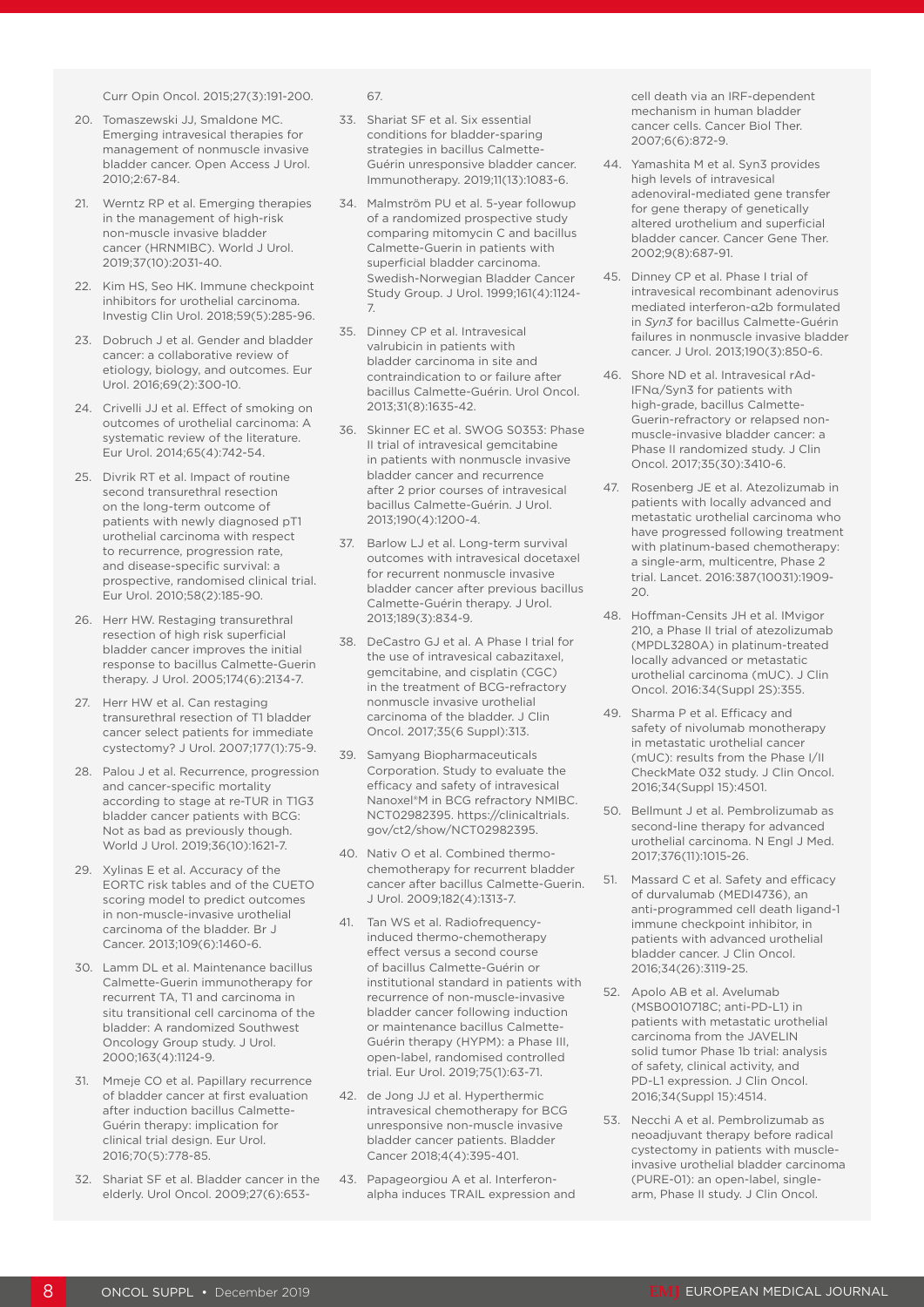Curr Opin Oncol. 2015;27(3):191-200.

20. Tomaszewski JJ, Smaldone MC. Emerging intravesical therapies for management of nonmuscle invasive bladder cancer. Open Access J Urol. 2010;2:67-84.
21. Werntz RP et al. Emerging therapies in the management of high-risk non-muscle invasive bladder cancer (HRNMIBC). World J Urol. 2019;37(10):2031-40.
22. Kim HS, Seo HK. Immune checkpoint inhibitors for urothelial carcinoma. Investig Clin Urol. 2018;59(5):285-96.
23. Dobruch J et al. Gender and bladder cancer: a collaborative review of etiology, biology, and outcomes. Eur Urol. 2016;69(2):300-10.
24. Crivelli JJ et al. Effect of smoking on outcomes of urothelial carcinoma: A systematic review of the literature. Eur Urol. 2014;65(4):742-54.
25. Divrik RT et al. Impact of routine second transurethral resection on the long-term outcome of patients with newly diagnosed pT1 urothelial carcinoma with respect to recurrence, progression rate, and disease-specific survival: a prospective, randomised clinical trial. Eur Urol. 2010;58(2):185-90.
26. Herr HW. Restaging transurethral resection of high risk superficial bladder cancer improves the initial response to bacillus Calmette-Guerin therapy. J Urol. 2005;174(6):2134-7.
27. Herr HW et al. Can restaging transurethral resection of T1 bladder cancer select patients for immediate cystectomy? J Urol. 2007;177(1):75-9.
28. Palou J et al. Recurrence, progression and cancer-specific mortality according to stage at re-TUR in T1G3 bladder cancer patients with BCG: Not as bad as previously though. World J Urol. 2019;36(10):1621-7.
29. Xylinas E et al. Accuracy of the EORTC risk tables and of the CUETO scoring model to predict outcomes in non-muscle-invasive urothelial carcinoma of the bladder. Br J Cancer. 2013;109(6):1460-6.
30. Lamm DL et al. Maintenance bacillus Calmette-Guerin immunotherapy for recurrent TA, T1 and carcinoma in situ transitional cell carcinoma of the bladder: A randomized Southwest Oncology Group study. J Urol. 2000;163(4):1124-9.
31. Mmeje CO et al. Papillary recurrence of bladder cancer at first evaluation after induction bacillus Calmette-Guérin therapy: implication for clinical trial design. Eur Urol. 2016;70(5):778-85.
32. Shariat SF et al. Bladder cancer in the elderly. Urol Oncol. 2009;27(6):653-67.
33. Shariat SF et al. Six essential conditions for bladder-sparing strategies in bacillus Calmette-Guérin unresponsive bladder cancer. Immunotherapy. 2019;11(13):1083-6.
34. Malmström PU et al. 5-year followup of a randomized prospective study comparing mitomycin C and bacillus Calmette-Guerin in patients with superficial bladder carcinoma. Swedish-Norwegian Bladder Cancer Study Group. J Urol. 1999;161(4):1124-7.
35. Dinney CP et al. Intravesical valrubicin in patients with bladder carcinoma in site and contraindication to or failure after bacillus Calmette-Guérin. Urol Oncol. 2013;31(8):1635-42.
36. Skinner EC et al. SWOG S0353: Phase II trial of intravesical gemcitabine in patients with nonmuscle invasive bladder cancer and recurrence after 2 prior courses of intravesical bacillus Calmette-Guérin. J Urol. 2013;190(4):1200-4.
37. Barlow LJ et al. Long-term survival outcomes with intravesical docetaxel for recurrent nonmuscle invasive bladder cancer after previous bacillus Calmette-Guérin therapy. J Urol. 2013;189(3):834-9.
38. DeCastro GJ et al. A Phase I trial for the use of intravesical cabazitaxel, gemcitabine, and cisplatin (CGC) in the treatment of BCG-refractory nonmuscle invasive urothelial carcinoma of the bladder. J Clin Oncol. 2017;35(6 Suppl):313.
39. Samyang Biopharmaceuticals Corporation. Study to evaluate the efficacy and safety of intravesical Nanoxel®M in BCG refractory NMIBC. NCT02982395. https://clinicaltrials.gov/ct2/show/NCT02982395.
40. Nativ O et al. Combined thermo-chemotherapy for recurrent bladder cancer after bacillus Calmette-Guerin. J Urol. 2009;182(4):1313-7.
41. Tan WS et al. Radiofrequency-induced thermo-chemotherapy effect versus a second course of bacillus Calmette-Guérin or institutional standard in patients with recurrence of non-muscle-invasive bladder cancer following induction or maintenance bacillus Calmette-Guérin therapy (HYPM): a Phase III, open-label, randomised controlled trial. Eur Urol. 2019;75(1):63-71.
42. de Jong JJ et al. Hyperthermic intravesical chemotherapy for BCG unresponsive non-muscle invasive bladder cancer patients. Bladder Cancer 2018;4(4):395-401.
43. Papageorgiou A et al. Interferon-alpha induces TRAIL expression and cell death via an IRF-dependent mechanism in human bladder cancer cells. Cancer Biol Ther. 2007;6(6):872-9.
44. Yamashita M et al. Syn3 provides high levels of intravesical adenoviral-mediated gene transfer for gene therapy of genetically altered urothelium and superficial bladder cancer. Cancer Gene Ther. 2002;9(8):687-91.
45. Dinney CP et al. Phase I trial of intravesical recombinant adenovirus mediated interferon-α2b formulated in *Syn3* for bacillus Calmette-Guérin failures in nonmuscle invasive bladder cancer. J Urol. 2013;190(3):850-6.
46. Shore ND et al. Intravesical rAd-IFNα/Syn3 for patients with high-grade, bacillus Calmette-Guerin-refractory or relapsed non-muscle-invasive bladder cancer: a Phase II randomized study. J Clin Oncol. 2017;35(30):3410-6.
47. Rosenberg JE et al. Atezolizumab in patients with locally advanced and metastatic urothelial carcinoma who have progressed following treatment with platinum-based chemotherapy: a single-arm, multicentre, Phase 2 trial. Lancet. 2016:387(10031):1909-20.
48. Hoffman-Censits JH et al. IMvigor 210, a Phase II trial of atezolizumab (MPDL3280A) in platinum-treated locally advanced or metastatic urothelial carcinoma (mUC). J Clin Oncol. 2016:34(Suppl 2S):355.
49. Sharma P et al. Efficacy and safety of nivolumab monotherapy in metastatic urothelial cancer (mUC): results from the Phase I/II CheckMate 032 study. J Clin Oncol. 2016;34(Suppl 15):4501.
50. Bellmunt J et al. Pembrolizumab as second-line therapy for advanced urothelial carcinoma. N Engl J Med. 2017;376(11):1015-26.
51. Massard C et al. Safety and efficacy of durvalumab (MEDI4736), an anti-programmed cell death ligand-1 immune checkpoint inhibitor, in patients with advanced urothelial bladder cancer. J Clin Oncol. 2016;34(26):3119-25.
52. Apolo AB et al. Avelumab (MSB0010718C; anti-PD-L1) in patients with metastatic urothelial carcinoma from the JAVELIN solid tumor Phase 1b trial: analysis of safety, clinical activity, and PD-L1 expression. J Clin Oncol. 2016;34(Suppl 15):4514.
53. Necchi A et al. Pembrolizumab as neoadjuvant therapy before radical cystectomy in patients with muscle-invasive urothelial bladder carcinoma (PURE-01): an open-label, single-arm, Phase II study. J Clin Oncol.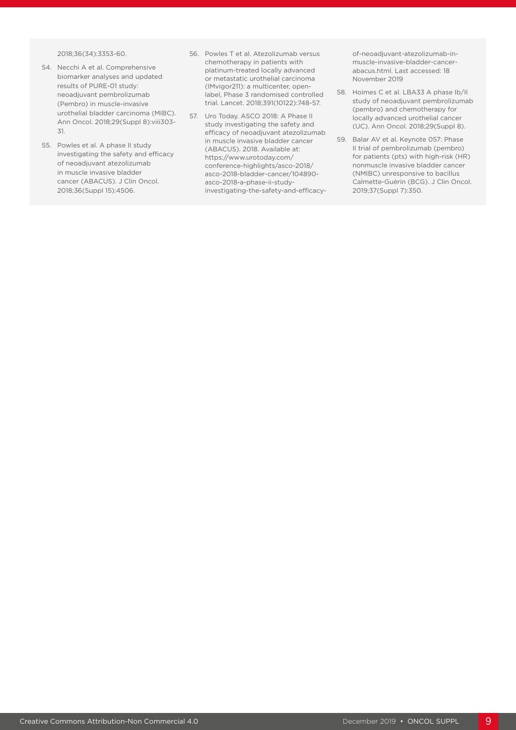2018;36(34):3353-60.

54. Necchi A et al. Comprehensive biomarker analyses and updated results of PURE-01 study: neoadjuvant pembrolizumab (Pembro) in muscle-invasive urothelial bladder carcinoma (MIBC). Ann Oncol. 2018;29(Suppl 8):viii303-31.

55. Powles et al. A phase II study investigating the safety and efficacy of neoadjuvant atezolizumab in muscle invasive bladder cancer (ABACUS). J Clin Oncol. 2018;36(Suppl 15):4506.

56. Powles T et al. Atezolizumab versus chemotherapy in patients with platinum-treated locally advanced or metastatic urothelial carcinoma (IMvigor211): a multicenter, open-label, Phase 3 randomised controlled trial. Lancet. 2018;391(10122):748-57.

57. Uro Today. ASCO 2018: A Phase II study investigating the safety and efficacy of neoadjuvant atezolizumab in muscle invasive bladder cancer (ABACUS). 2018. Available at: https://www.urotoday.com/conference-highlights/asco-2018/asco-2018-bladder-cancer/104890-asco-2018-a-phase-ii-study-investigating-the-safety-and-efficacy-of-neoadjuvant-atezolizumab-in-muscle-invasive-bladder-cancer-abacus.html. Last accessed: 18 November 2019

58. Hoimes C et al. LBA33 A phase Ib/II study of neoadjuvant pembrolizumab (pembro) and chemotherapy for locally advanced urothelial cancer (UC). Ann Oncol. 2018;29(Suppl 8).

59. Balar AV et al. Keynote 057: Phase II trial of pembrolizumab (pembro) for patients (pts) with high-risk (HR) nonmuscle invasive bladder cancer (NMIBC) unresponsive to bacillus Calmette-Guérin (BCG). J Clin Oncol. 2019;37(Suppl 7):350.